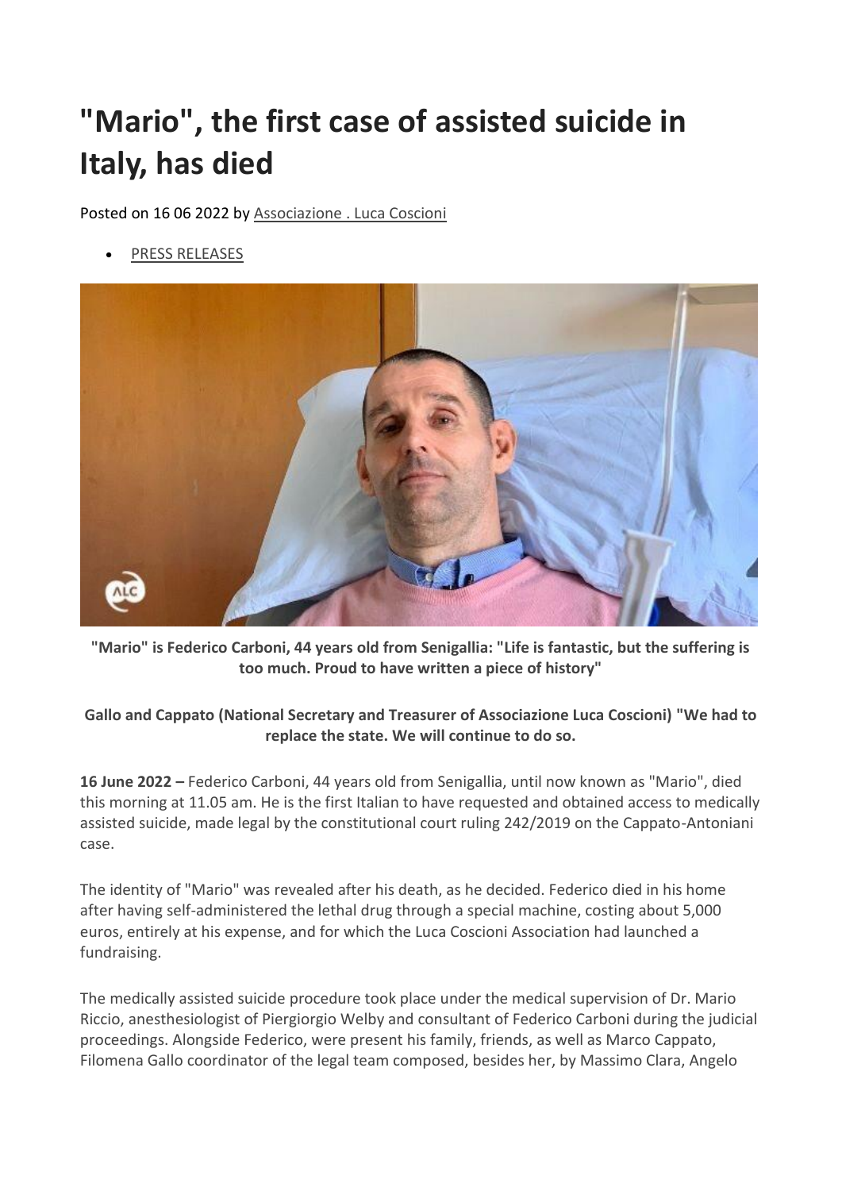# "Mario", the first case of assisted suicide in Italy, has died

Posted on 16 06 2022 by Associazione . Luca Coscioni

- PRESS RELEASES

**"Mario" is Federico Carboni, 44 years old from Senigallia: "Life is fantastic, but the suffering is too much. Proud to have written a piece of history"**

**Gallo and Cappato (National Secretary and Treasurer of Associazione Luca Coscioni) "We had to replace the state. We will continue to do so.**

**16 June 2022 –** Federico Carboni, 44 years old from Senigallia, until now known as "Mario", died this morning at 11.05 am. He is the first Italian to have requested and obtained access to medically assisted suicide, made legal by the constitutional court ruling 242/2019 on the Cappato-Antoniani case.

The identity of "Mario" was revealed after his death, as he decided. Federico died in his home after having self-administered the lethal drug through a special machine, costing about 5,000 euros, entirely at his expense, and for which the Luca Coscioni Association had launched a fundraising.

The medically assisted suicide procedure took place under the medical supervision of Dr. Mario Riccio, anesthesiologist of Piergiorgio Welby and consultant of Federico Carboni during the judicial proceedings. Alongside Federico, were present his family, friends, as well as Marco Cappato, Filomena Gallo coordinator of the legal team composed, besides her, by Massimo Clara, Angelo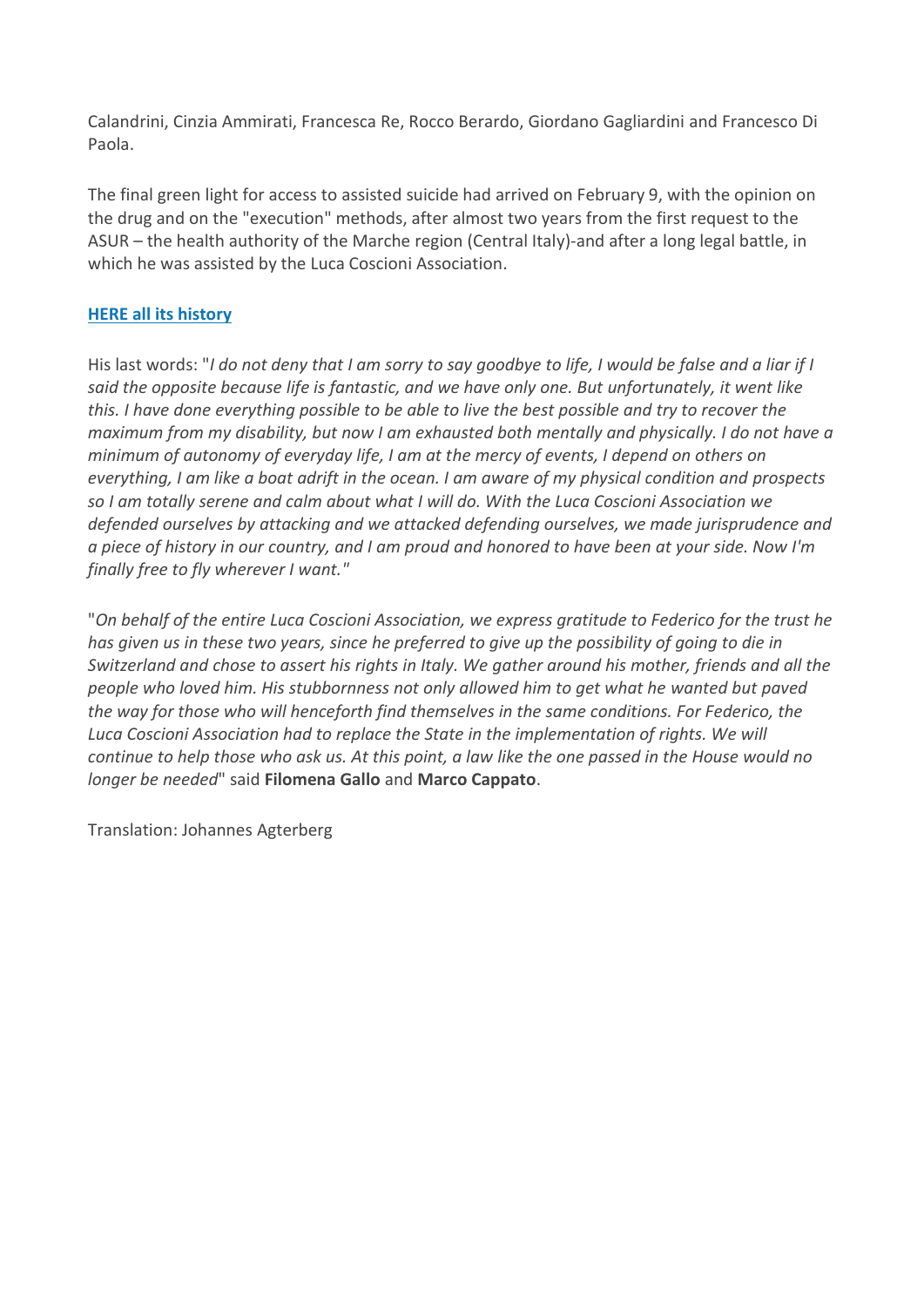Calandrini, Cinzia Ammirati, Francesca Re, Rocco Berardo, Giordano Gagliardini and Francesco Di Paola.

The final green light for access to assisted suicide had arrived on February 9, with the opinion on the drug and on the "execution" methods, after almost two years from the first request to the ASUR – the health authority of the Marche region (Central Italy)-and after a long legal battle, in which he was assisted by the Luca Coscioni Association.

**HERE all its history**

His last words: "*I do not deny that I am sorry to say goodbye to life, I would be false and a liar if I said the opposite because life is fantastic, and we have only one. But unfortunately, it went like this. I have done everything possible to be able to live the best possible and try to recover the maximum from my disability, but now I am exhausted both mentally and physically. I do not have a minimum of autonomy of everyday life, I am at the mercy of events, I depend on others on everything, I am like a boat adrift in the ocean. I am aware of my physical condition and prospects so I am totally serene and calm about what I will do. With the Luca Coscioni Association we defended ourselves by attacking and we attacked defending ourselves, we made jurisprudence and a piece of history in our country, and I am proud and honored to have been at your side. Now I'm finally free to fly wherever I want."*

"*On behalf of the entire Luca Coscioni Association, we express gratitude to Federico for the trust he has given us in these two years, since he preferred to give up the possibility of going to die in Switzerland and chose to assert his rights in Italy. We gather around his mother, friends and all the people who loved him. His stubbornness not only allowed him to get what he wanted but paved the way for those who will henceforth find themselves in the same conditions. For Federico, the Luca Coscioni Association had to replace the State in the implementation of rights. We will continue to help those who ask us. At this point, a law like the one passed in the House would no longer be needed*" said **Filomena Gallo** and **Marco Cappato**.

Translation: Johannes Agterberg